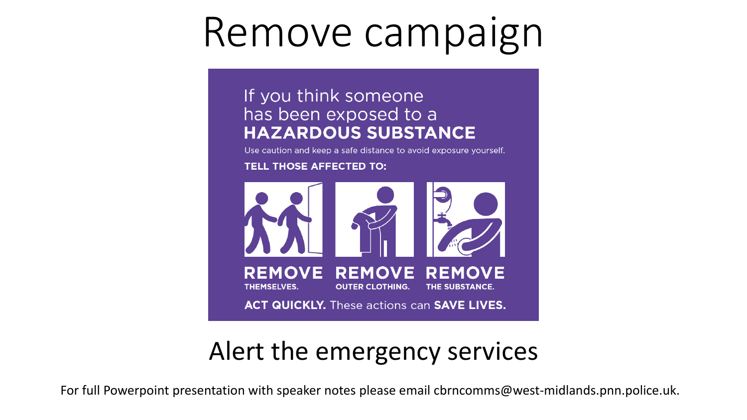# Remove campaign

If you think someone has been exposed to a **HAZARDOUS SUBSTANCE**

Use caution and keep a safe distance to avoid exposure yourself.

**TELL THOSE AFFECTED TO:**

**REMOVE** THEMSELVES.

**REMOVE** OUTER CLOTHING.

**REMOVE** THE SUBSTANCE.

**ACT QUICKLY.** These actions can **SAVE LIVES.**

## Alert the emergency services

For full Powerpoint presentation with speaker notes please email cbrncomms@west-midlands.pnn.police.uk.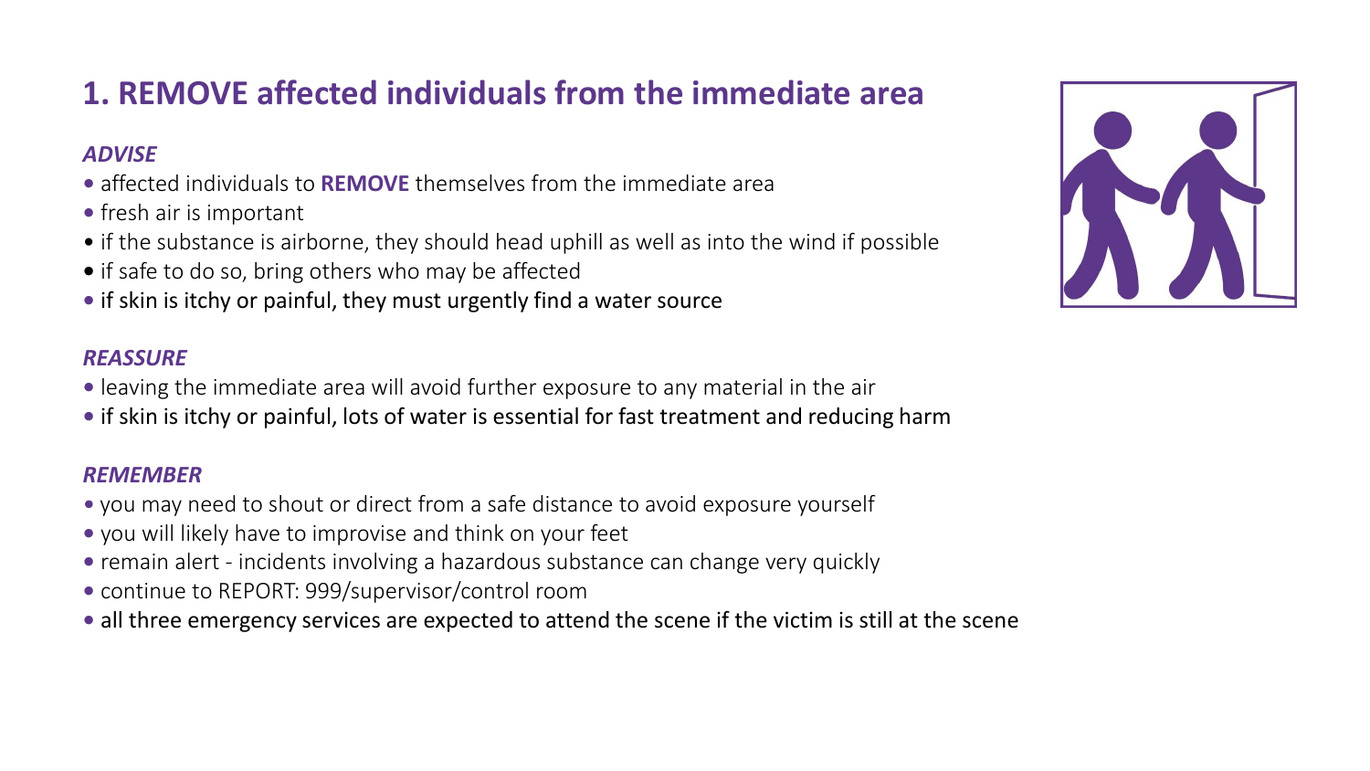# 1. REMOVE affected individuals from the immediate area

***ADVISE***

- affected individuals to **REMOVE** themselves from the immediate area
- fresh air is important
- if the substance is airborne, they should head uphill as well as into the wind if possible
- if safe to do so, bring others who may be affected
- if skin is itchy or painful, they must urgently find a water source

***REASSURE***

- leaving the immediate area will avoid further exposure to any material in the air
- if skin is itchy or painful, lots of water is essential for fast treatment and reducing harm

***REMEMBER***

- you may need to shout or direct from a safe distance to avoid exposure yourself
- you will likely have to improvise and think on your feet
- remain alert - incidents involving a hazardous substance can change very quickly
- continue to REPORT: 999/supervisor/control room
- all three emergency services are expected to attend the scene if the victim is still at the scene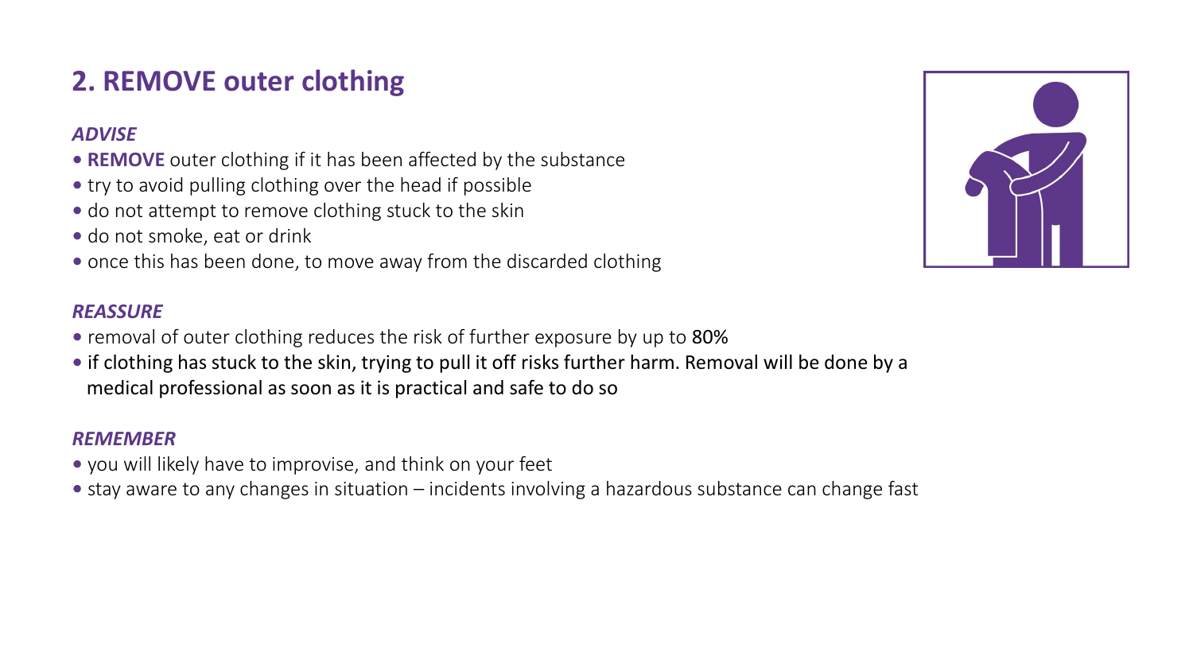## 2. REMOVE outer clothing

*ADVISE*

- **REMOVE** outer clothing if it has been affected by the substance
- try to avoid pulling clothing over the head if possible
- do not attempt to remove clothing stuck to the skin
- do not smoke, eat or drink
- once this has been done, to move away from the discarded clothing

*REASSURE*

- removal of outer clothing reduces the risk of further exposure by up to 80%
- if clothing has stuck to the skin, trying to pull it off risks further harm. Removal will be done by a medical professional as soon as it is practical and safe to do so

*REMEMBER*

- you will likely have to improvise, and think on your feet
- stay aware to any changes in situation – incidents involving a hazardous substance can change fast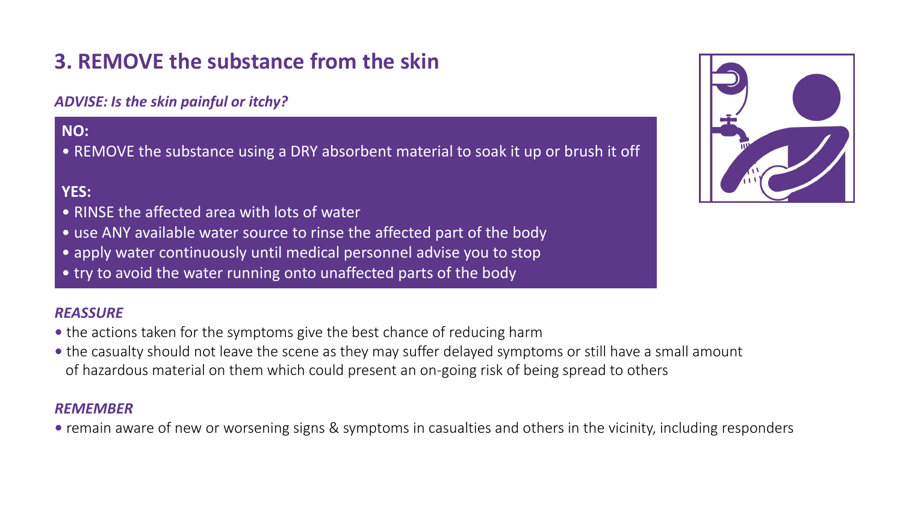## 3. REMOVE the substance from the skin

*ADVISE: Is the skin painful or itchy?*

**NO:**

- REMOVE the substance using a DRY absorbent material to soak it up or brush it off

**YES:**

- RINSE the affected area with lots of water
- use ANY available water source to rinse the affected part of the body
- apply water continuously until medical personnel advise you to stop
- try to avoid the water running onto unaffected parts of the body

*REASSURE*

- the actions taken for the symptoms give the best chance of reducing harm
- the casualty should not leave the scene as they may suffer delayed symptoms or still have a small amount of hazardous material on them which could present an on-going risk of being spread to others

*REMEMBER*

- remain aware of new or worsening signs & symptoms in casualties and others in the vicinity, including responders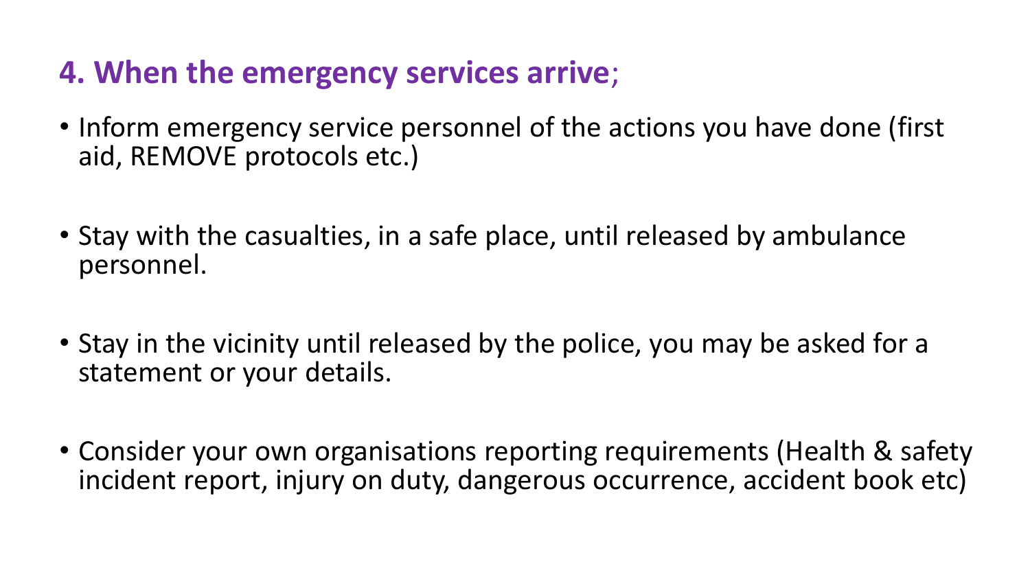## **4. When the emergency services arrive**;

- Inform emergency service personnel of the actions you have done (first aid, REMOVE protocols etc.)

- Stay with the casualties, in a safe place, until released by ambulance personnel.

- Stay in the vicinity until released by the police, you may be asked for a statement or your details.

- Consider your own organisations reporting requirements (Health & safety incident report, injury on duty, dangerous occurrence, accident book etc)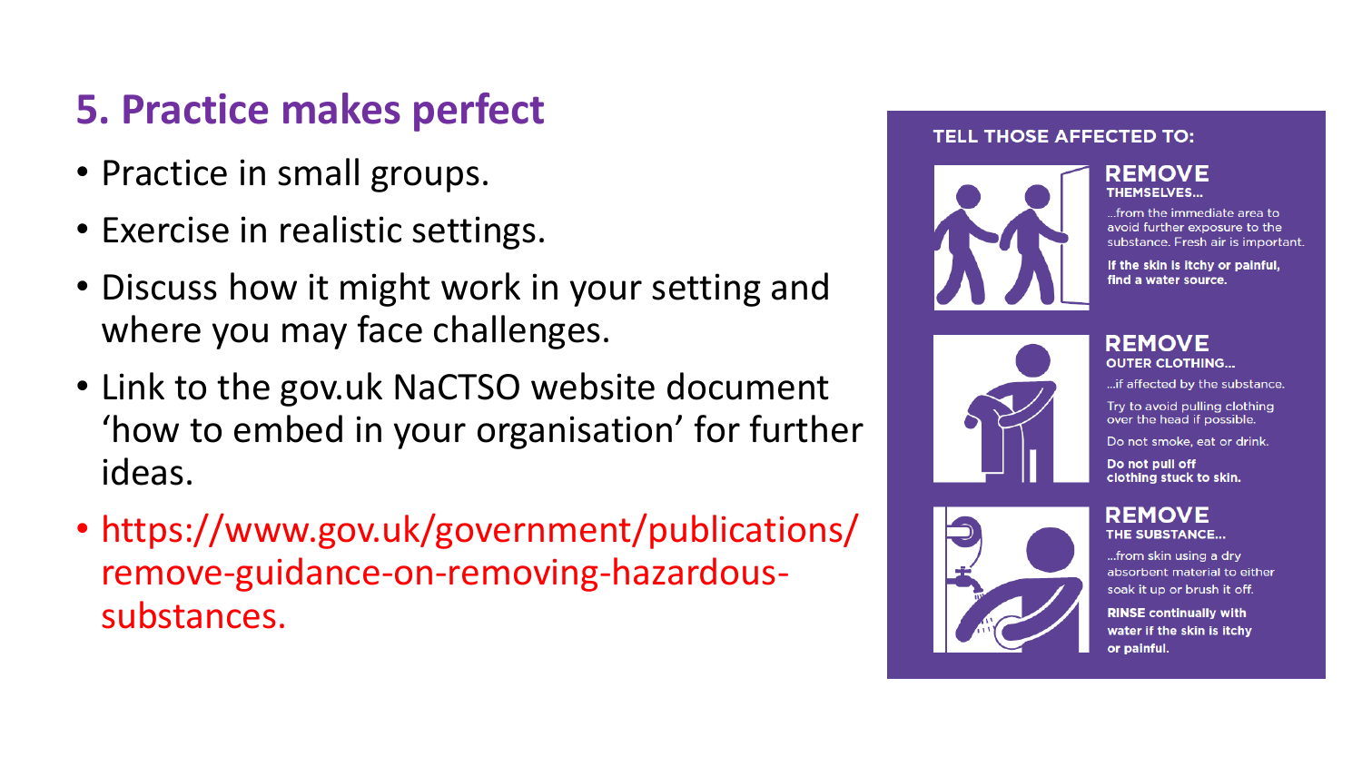## 5. Practice makes perfect

- Practice in small groups.
- Exercise in realistic settings.
- Discuss how it might work in your setting and where you may face challenges.
- Link to the gov.uk NaCTSO website document 'how to embed in your organisation' for further ideas.
- https://www.gov.uk/government/publications/remove-guidance-on-removing-hazardous-substances.

**TELL THOSE AFFECTED TO:**

**REMOVE**
**THEMSELVES...**

...from the immediate area to avoid further exposure to the substance. Fresh air is important.

**If the skin is itchy or painful, find a water source.**

**REMOVE**
**OUTER CLOTHING...**

...if affected by the substance.

Try to avoid pulling clothing over the head if possible.

Do not smoke, eat or drink.

**Do not pull off clothing stuck to skin.**

**REMOVE**
**THE SUBSTANCE...**

...from skin using a dry absorbent material to either soak it up or brush it off.

**RINSE continually with water if the skin is itchy or painful.**